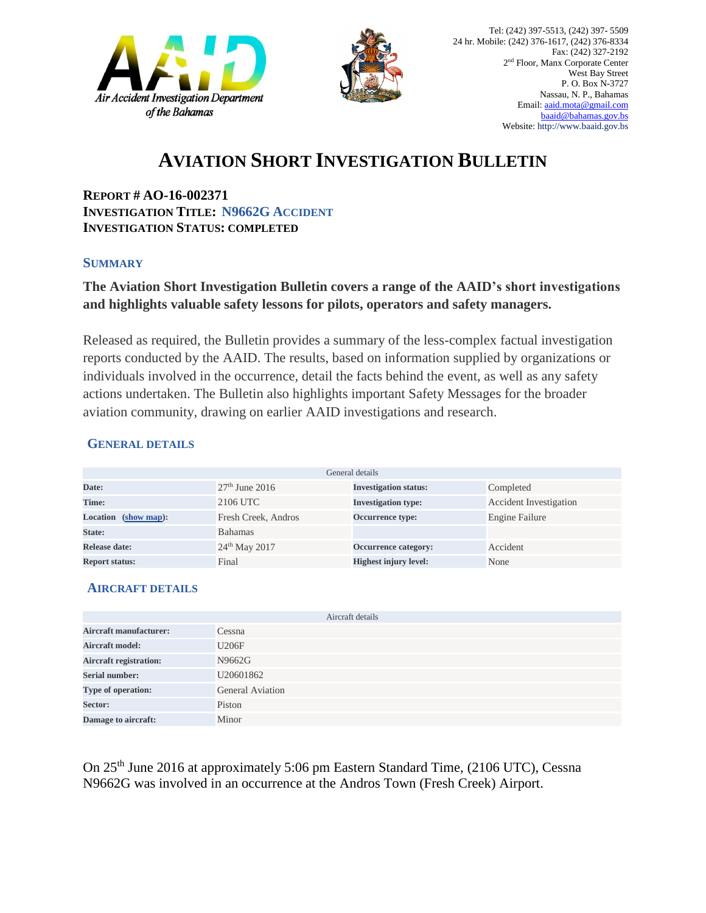Air Accident Investigation Department of the Bahamas

Tel: (242) 397-5513, (242) 397- 5509
24 hr. Mobile: (242) 376-1617, (242) 376-8334
Fax: (242) 327-2192
2nd Floor, Manx Corporate Center
West Bay Street
P. O. Box N-3727
Nassau, N. P., Bahamas
Email: aaid.mota@gmail.com
baaid@bahamas.gov.bs
Website: http://www.baaid.gov.bs

# AVIATION SHORT INVESTIGATION BULLETIN

**REPORT # AO-16-002371**
**INVESTIGATION TITLE: N9662G ACCIDENT**
**INVESTIGATION STATUS: COMPLETED**

## SUMMARY

**The Aviation Short Investigation Bulletin covers a range of the AAID's short investigations and highlights valuable safety lessons for pilots, operators and safety managers.**

Released as required, the Bulletin provides a summary of the less-complex factual investigation reports conducted by the AAID. The results, based on information supplied by organizations or individuals involved in the occurrence, detail the facts behind the event, as well as any safety actions undertaken. The Bulletin also highlights important Safety Messages for the broader aviation community, drawing on earlier AAID investigations and research.

## GENERAL DETAILS

| General details | | | |
|---|---|---|---|
| **Date:** | 27th June 2016 | **Investigation status:** | Completed |
| **Time:** | 2106 UTC | **Investigation type:** | Accident Investigation |
| **Location (show map):** | Fresh Creek, Andros | **Occurrence type:** | Engine Failure |
| **State:** | Bahamas | | |
| **Release date:** | 24th May 2017 | **Occurrence category:** | Accident |
| **Report status:** | Final | **Highest injury level:** | None |

## AIRCRAFT DETAILS

| Aircraft details | |
|---|---|
| **Aircraft manufacturer:** | Cessna |
| **Aircraft model:** | U206F |
| **Aircraft registration:** | N9662G |
| **Serial number:** | U20601862 |
| **Type of operation:** | General Aviation |
| **Sector:** | Piston |
| **Damage to aircraft:** | Minor |

On 25th June 2016 at approximately 5:06 pm Eastern Standard Time, (2106 UTC), Cessna N9662G was involved in an occurrence at the Andros Town (Fresh Creek) Airport.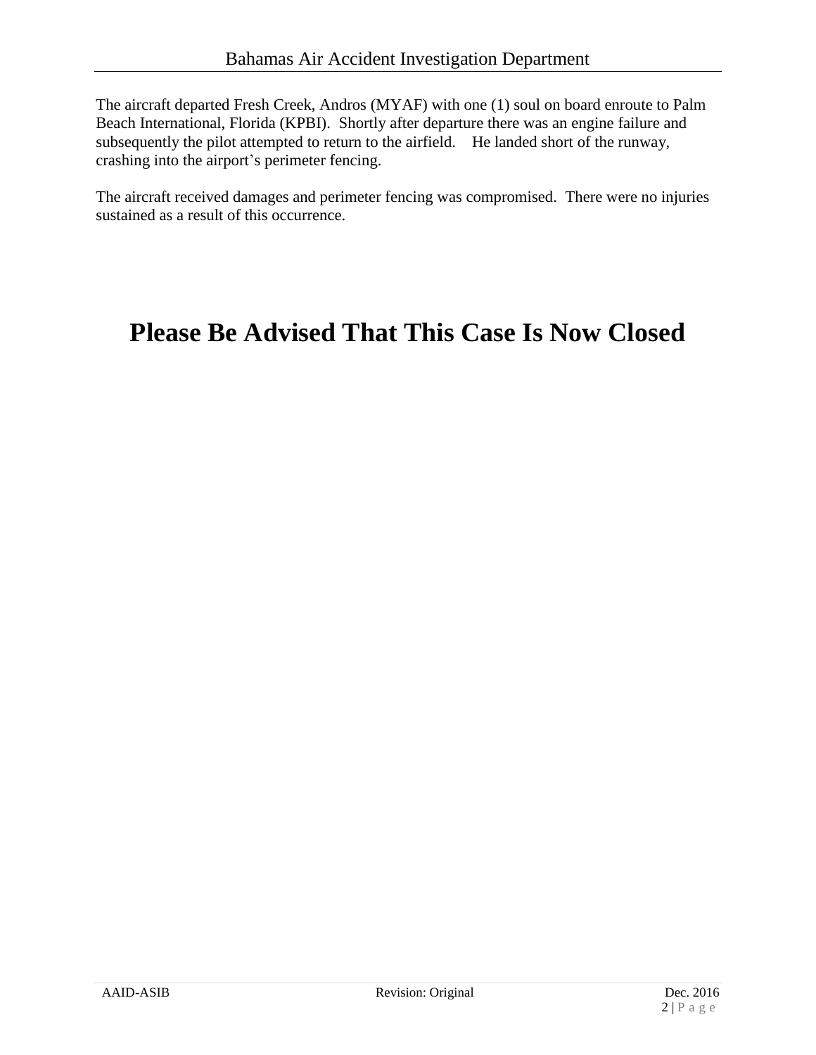The aircraft departed Fresh Creek, Andros (MYAF) with one (1) soul on board enroute to Palm Beach International, Florida (KPBI). Shortly after departure there was an engine failure and subsequently the pilot attempted to return to the airfield. He landed short of the runway, crashing into the airport's perimeter fencing.

The aircraft received damages and perimeter fencing was compromised. There were no injuries sustained as a result of this occurrence.

# Please Be Advised That This Case Is Now Closed